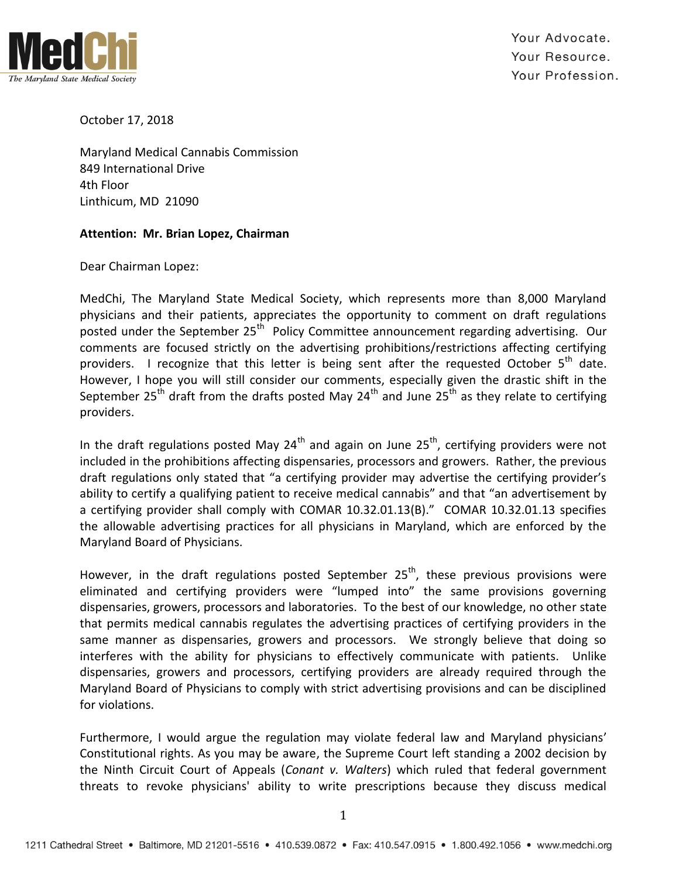MedChi
*The Maryland State Medical Society*

Your Advocate.
Your Resource.
Your Profession.

October 17, 2018

Maryland Medical Cannabis Commission
849 International Drive
4th Floor
Linthicum, MD 21090

**Attention: Mr. Brian Lopez, Chairman**

Dear Chairman Lopez:

MedChi, The Maryland State Medical Society, which represents more than 8,000 Maryland physicians and their patients, appreciates the opportunity to comment on draft regulations posted under the September 25th Policy Committee announcement regarding advertising. Our comments are focused strictly on the advertising prohibitions/restrictions affecting certifying providers. I recognize that this letter is being sent after the requested October 5th date. However, I hope you will still consider our comments, especially given the drastic shift in the September 25th draft from the drafts posted May 24th and June 25th as they relate to certifying providers.

In the draft regulations posted May 24th and again on June 25th, certifying providers were not included in the prohibitions affecting dispensaries, processors and growers. Rather, the previous draft regulations only stated that "a certifying provider may advertise the certifying provider's ability to certify a qualifying patient to receive medical cannabis" and that "an advertisement by a certifying provider shall comply with COMAR 10.32.01.13(B)." COMAR 10.32.01.13 specifies the allowable advertising practices for all physicians in Maryland, which are enforced by the Maryland Board of Physicians.

However, in the draft regulations posted September 25th, these previous provisions were eliminated and certifying providers were "lumped into" the same provisions governing dispensaries, growers, processors and laboratories. To the best of our knowledge, no other state that permits medical cannabis regulates the advertising practices of certifying providers in the same manner as dispensaries, growers and processors. We strongly believe that doing so interferes with the ability for physicians to effectively communicate with patients. Unlike dispensaries, growers and processors, certifying providers are already required through the Maryland Board of Physicians to comply with strict advertising provisions and can be disciplined for violations.

Furthermore, I would argue the regulation may violate federal law and Maryland physicians' Constitutional rights. As you may be aware, the Supreme Court left standing a 2002 decision by the Ninth Circuit Court of Appeals (*Conant v. Walters*) which ruled that federal government threats to revoke physicians' ability to write prescriptions because they discuss medical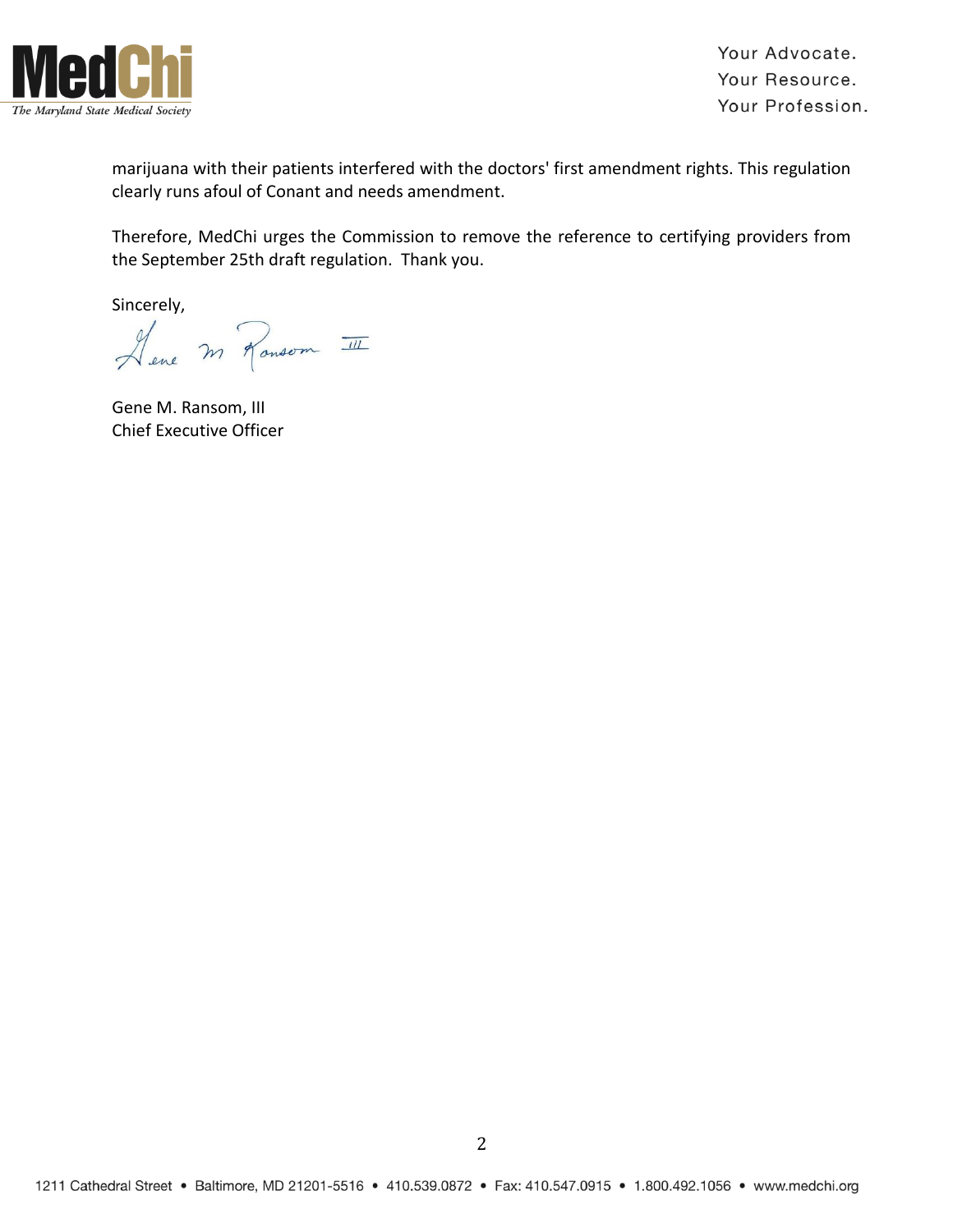marijuana with their patients interfered with the doctors' first amendment rights. This regulation clearly runs afoul of Conant and needs amendment.

Therefore, MedChi urges the Commission to remove the reference to certifying providers from the September 25th draft regulation. Thank you.

Sincerely,

Gene M. Ransom, III
Chief Executive Officer